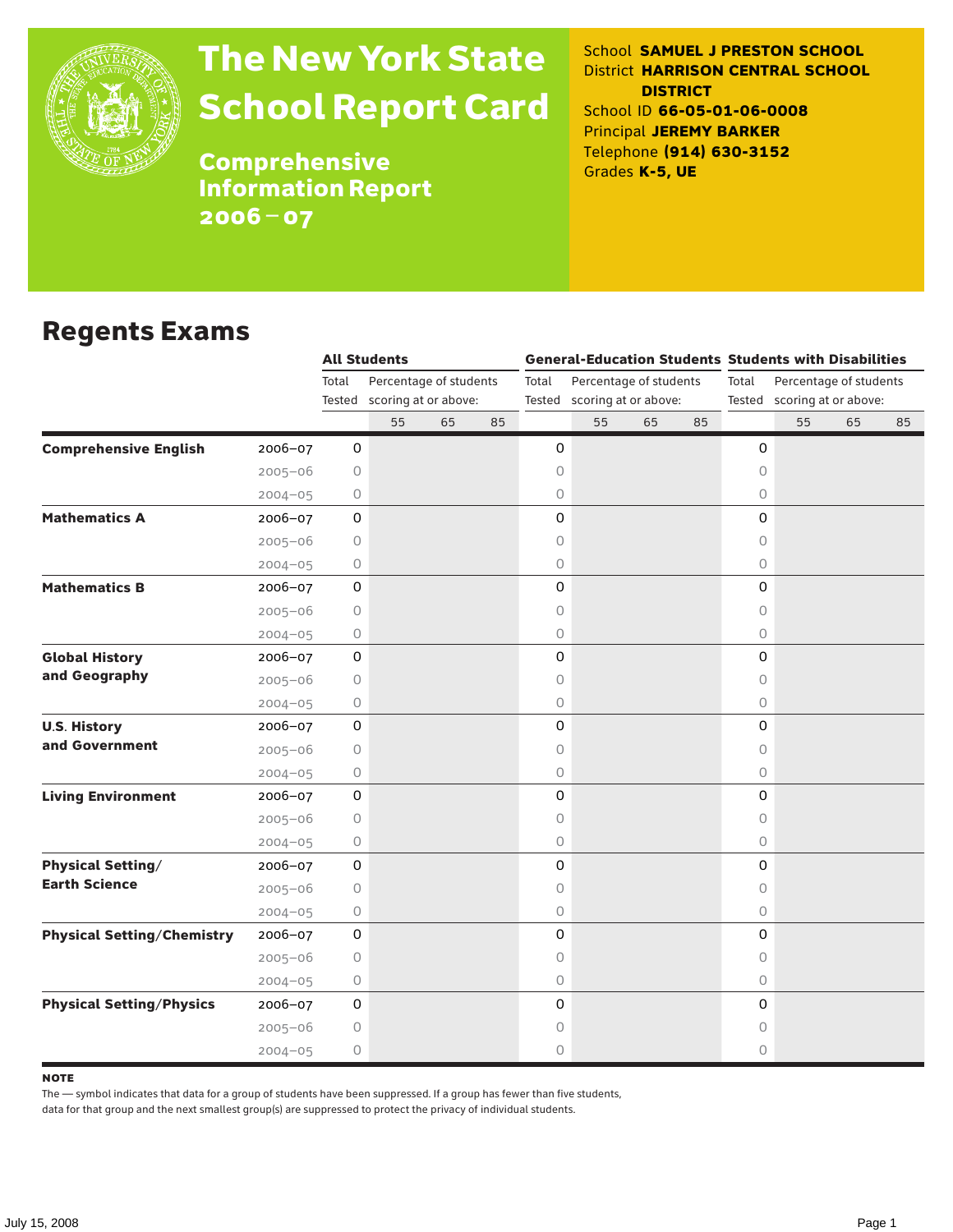# The New York State School Report Card

**Comprehensive Information Report 2006 – 07**

School **SAMUEL J PRESTON SCHOOL**
District **HARRISON CENTRAL SCHOOL DISTRICT**
School ID **66-05-01-06-0008**
Principal **JEREMY BARKER**
Telephone **(914) 630-3152**
Grades **K-5, UE**

## Regents Exams

| | | All Students | | | | General-Education Students | | | | Students with Disabilities | | | |
|---|---|---|---|---|---|---|---|---|---|---|---|---|---|
| | | Total Tested | Percentage of students scoring at or above: | | | Total Tested | Percentage of students scoring at or above: | | | Total Tested | Percentage of students scoring at or above: | | |
| | | | 55 | 65 | 85 | | 55 | 65 | 85 | | 55 | 65 | 85 |
| **Comprehensive English** | 2006–07 | 0 | | | | 0 | | | | 0 | | | |
| | 2005–06 | 0 | | | | 0 | | | | 0 | | | |
| | 2004–05 | 0 | | | | 0 | | | | 0 | | | |
| **Mathematics A** | 2006–07 | 0 | | | | 0 | | | | 0 | | | |
| | 2005–06 | 0 | | | | 0 | | | | 0 | | | |
| | 2004–05 | 0 | | | | 0 | | | | 0 | | | |
| **Mathematics B** | 2006–07 | 0 | | | | 0 | | | | 0 | | | |
| | 2005–06 | 0 | | | | 0 | | | | 0 | | | |
| | 2004–05 | 0 | | | | 0 | | | | 0 | | | |
| **Global History and Geography** | 2006–07 | 0 | | | | 0 | | | | 0 | | | |
| | 2005–06 | 0 | | | | 0 | | | | 0 | | | |
| | 2004–05 | 0 | | | | 0 | | | | 0 | | | |
| **U.S. History and Government** | 2006–07 | 0 | | | | 0 | | | | 0 | | | |
| | 2005–06 | 0 | | | | 0 | | | | 0 | | | |
| | 2004–05 | 0 | | | | 0 | | | | 0 | | | |
| **Living Environment** | 2006–07 | 0 | | | | 0 | | | | 0 | | | |
| | 2005–06 | 0 | | | | 0 | | | | 0 | | | |
| | 2004–05 | 0 | | | | 0 | | | | 0 | | | |
| **Physical Setting/ Earth Science** | 2006–07 | 0 | | | | 0 | | | | 0 | | | |
| | 2005–06 | 0 | | | | 0 | | | | 0 | | | |
| | 2004–05 | 0 | | | | 0 | | | | 0 | | | |
| **Physical Setting/Chemistry** | 2006–07 | 0 | | | | 0 | | | | 0 | | | |
| | 2005–06 | 0 | | | | 0 | | | | 0 | | | |
| | 2004–05 | 0 | | | | 0 | | | | 0 | | | |
| **Physical Setting/Physics** | 2006–07 | 0 | | | | 0 | | | | 0 | | | |
| | 2005–06 | 0 | | | | 0 | | | | 0 | | | |
| | 2004–05 | 0 | | | | 0 | | | | 0 | | | |

**NOTE**

The — symbol indicates that data for a group of students have been suppressed. If a group has fewer than five students, data for that group and the next smallest group(s) are suppressed to protect the privacy of individual students.

July 15, 2008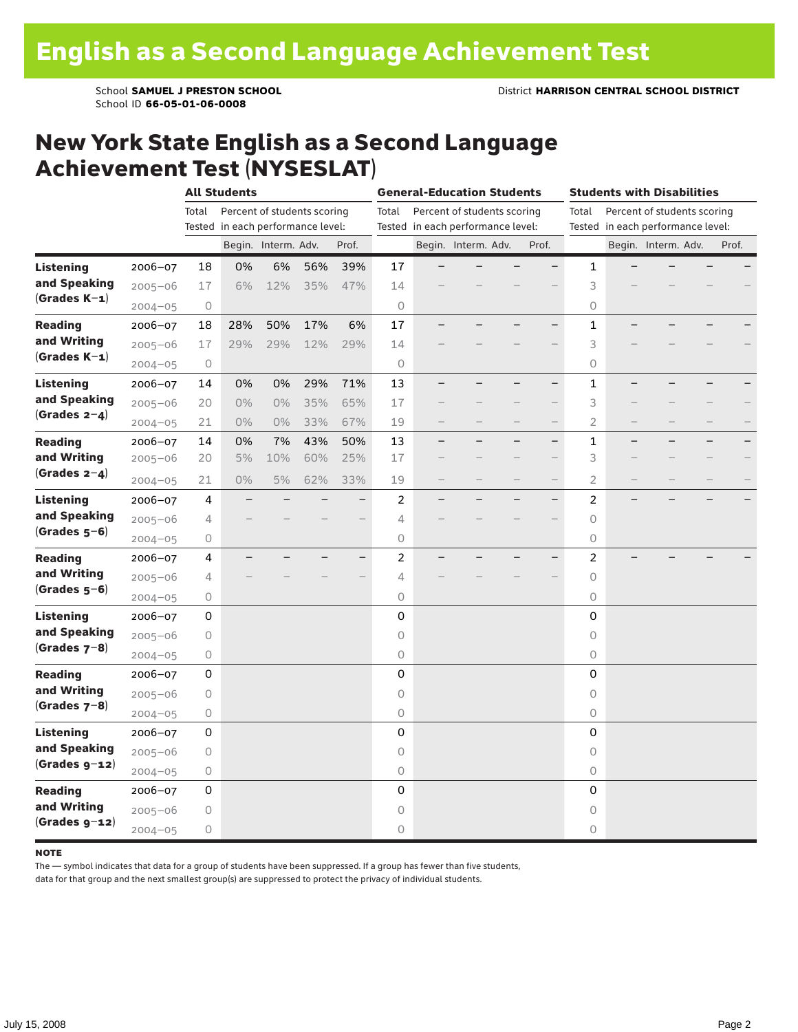# English as a Second Language Achievement Test

School **SAMUEL J PRESTON SCHOOL**
School ID **66-05-01-06-0008**

District **HARRISON CENTRAL SCHOOL DISTRICT**

## New York State English as a Second Language Achievement Test (NYSESLAT)

| | | All Students | | | | | General-Education Students | | | | | Students with Disabilities | | | | |
|---|---|---|---|---|---|---|---|---|---|---|---|---|---|---|---|---|
| | | Total Tested | Percent of students scoring in each performance level: | | | | Total Tested | Percent of students scoring in each performance level: | | | | Total Tested | Percent of students scoring in each performance level: | | | |
| | | | Begin. | Interm. | Adv. | Prof. | | Begin. | Interm. | Adv. | Prof. | | Begin. | Interm. | Adv. | Prof. |
| **Listening and Speaking (Grades K–1)** | 2006–07 | 18 | 0% | 6% | 56% | 39% | 17 | – | – | – | – | 1 | – | – | – | – |
| | 2005–06 | 17 | 6% | 12% | 35% | 47% | 14 | – | – | – | – | 3 | – | – | – | – |
| | 2004–05 | 0 | | | | | 0 | | | | | 0 | | | | |
| **Reading and Writing (Grades K–1)** | 2006–07 | 18 | 28% | 50% | 17% | 6% | 17 | – | – | – | – | 1 | – | – | – | – |
| | 2005–06 | 17 | 29% | 29% | 12% | 29% | 14 | – | – | – | – | 3 | – | – | – | – |
| | 2004–05 | 0 | | | | | 0 | | | | | 0 | | | | |
| **Listening and Speaking (Grades 2–4)** | 2006–07 | 14 | 0% | 0% | 29% | 71% | 13 | – | – | – | – | 1 | – | – | – | – |
| | 2005–06 | 20 | 0% | 0% | 35% | 65% | 17 | – | – | – | – | 3 | – | – | – | – |
| | 2004–05 | 21 | 0% | 0% | 33% | 67% | 19 | – | – | – | – | 2 | – | – | – | – |
| **Reading and Writing (Grades 2–4)** | 2006–07 | 14 | 0% | 7% | 43% | 50% | 13 | – | – | – | – | 1 | – | – | – | – |
| | 2005–06 | 20 | 5% | 10% | 60% | 25% | 17 | – | – | – | – | 3 | – | – | – | – |
| | 2004–05 | 21 | 0% | 5% | 62% | 33% | 19 | – | – | – | – | 2 | – | – | – | – |
| **Listening and Speaking (Grades 5–6)** | 2006–07 | 4 | – | – | – | – | 2 | – | – | – | – | 2 | – | – | – | – |
| | 2005–06 | 4 | – | – | – | – | 4 | – | – | – | – | 0 | | | | |
| | 2004–05 | 0 | | | | | 0 | | | | | 0 | | | | |
| **Reading and Writing (Grades 5–6)** | 2006–07 | 4 | – | – | – | – | 2 | – | – | – | – | 2 | – | – | – | – |
| | 2005–06 | 4 | – | – | – | – | 4 | – | – | – | – | 0 | | | | |
| | 2004–05 | 0 | | | | | 0 | | | | | 0 | | | | |
| **Listening and Speaking (Grades 7–8)** | 2006–07 | 0 | | | | | 0 | | | | | 0 | | | | |
| | 2005–06 | 0 | | | | | 0 | | | | | 0 | | | | |
| | 2004–05 | 0 | | | | | 0 | | | | | 0 | | | | |
| **Reading and Writing (Grades 7–8)** | 2006–07 | 0 | | | | | 0 | | | | | 0 | | | | |
| | 2005–06 | 0 | | | | | 0 | | | | | 0 | | | | |
| | 2004–05 | 0 | | | | | 0 | | | | | 0 | | | | |
| **Listening and Speaking (Grades 9–12)** | 2006–07 | 0 | | | | | 0 | | | | | 0 | | | | |
| | 2005–06 | 0 | | | | | 0 | | | | | 0 | | | | |
| | 2004–05 | 0 | | | | | 0 | | | | | 0 | | | | |
| **Reading and Writing (Grades 9–12)** | 2006–07 | 0 | | | | | 0 | | | | | 0 | | | | |
| | 2005–06 | 0 | | | | | 0 | | | | | 0 | | | | |
| | 2004–05 | 0 | | | | | 0 | | | | | 0 | | | | |

**NOTE**

The — symbol indicates that data for a group of students have been suppressed. If a group has fewer than five students, data for that group and the next smallest group(s) are suppressed to protect the privacy of individual students.

July 15, 2008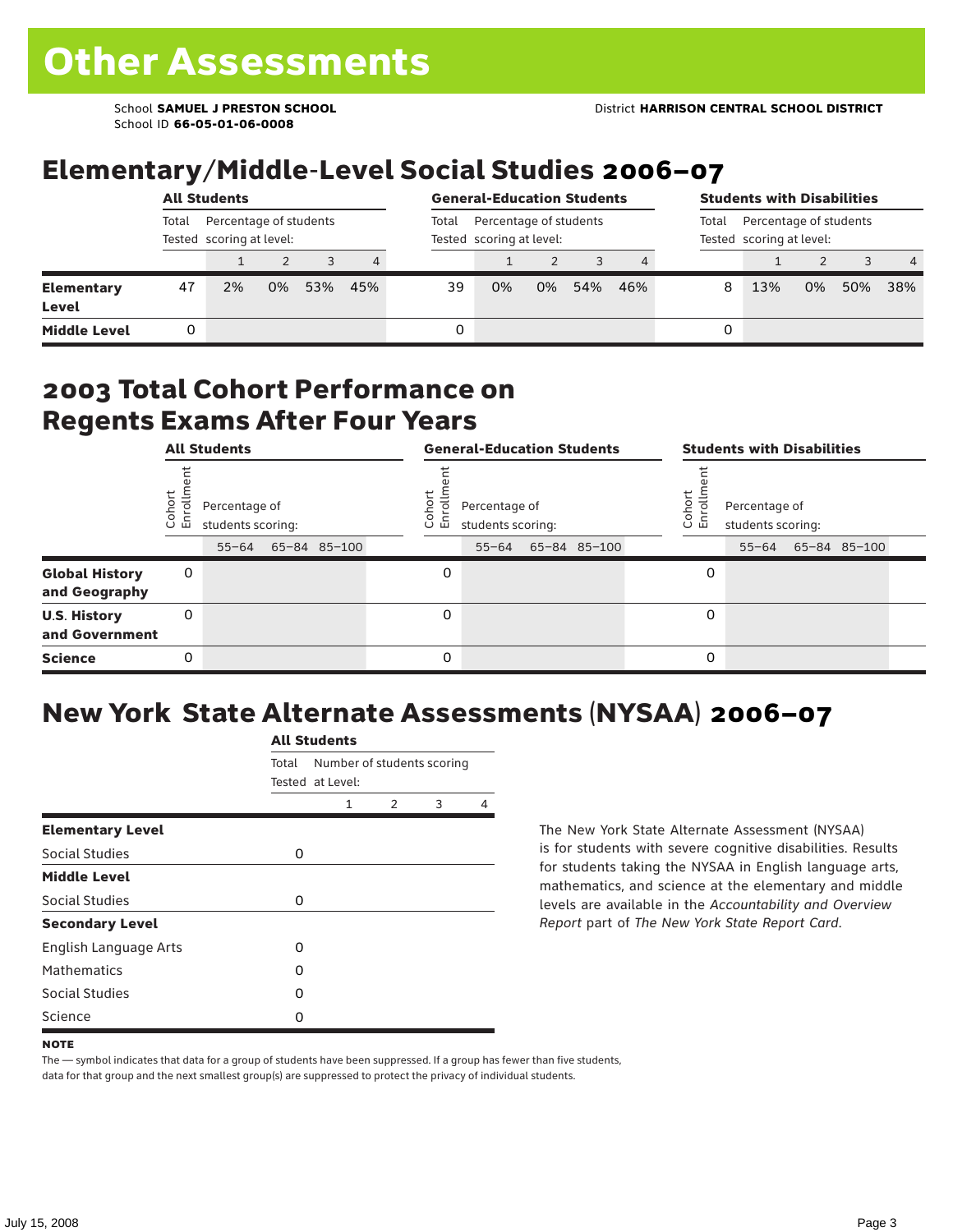# Other Assessments

School **SAMUEL J PRESTON SCHOOL** District **HARRISON CENTRAL SCHOOL DISTRICT**
School ID **66-05-01-06-0008**

## Elementary/Middle-Level Social Studies 2006–07

| | All Students | | | | | General-Education Students | | | | | Students with Disabilities | | | | |
|---|---|---|---|---|---|---|---|---|---|---|---|---|---|---|---|
| | Total Tested | Percentage of students scoring at level: | | | | Total Tested | Percentage of students scoring at level: | | | | Total Tested | Percentage of students scoring at level: | | | |
| | | 1 | 2 | 3 | 4 | | 1 | 2 | 3 | 4 | | 1 | 2 | 3 | 4 |
| **Elementary Level** | 47 | 2% | 0% | 53% | 45% | 39 | 0% | 0% | 54% | 46% | 8 | 13% | 0% | 50% | 38% |
| **Middle Level** | 0 | | | | | 0 | | | | | 0 | | | | |

## 2003 Total Cohort Performance on Regents Exams After Four Years

| | All Students | | | | General-Education Students | | | | Students with Disabilities | | | |
|---|---|---|---|---|---|---|---|---|---|---|---|---|
| | Cohort Enrollment | Percentage of students scoring: | | | Cohort Enrollment | Percentage of students scoring: | | | Cohort Enrollment | Percentage of students scoring: | | |
| | | 55–64 | 65–84 | 85–100 | | 55–64 | 65–84 | 85–100 | | 55–64 | 65–84 | 85–100 |
| **Global History and Geography** | 0 | | | | 0 | | | | 0 | | | |
| **U.S. History and Government** | 0 | | | | 0 | | | | 0 | | | |
| **Science** | 0 | | | | 0 | | | | 0 | | | |

## New York State Alternate Assessments (NYSAA) 2006–07

| | All Students | | | | |
|---|---|---|---|---|---|
| | Total Tested | Number of students scoring at Level: | | | |
| | | 1 | 2 | 3 | 4 |
| **Elementary Level** | | | | | |
| Social Studies | 0 | | | | |
| **Middle Level** | | | | | |
| Social Studies | 0 | | | | |
| **Secondary Level** | | | | | |
| English Language Arts | 0 | | | | |
| Mathematics | 0 | | | | |
| Social Studies | 0 | | | | |
| Science | 0 | | | | |

The New York State Alternate Assessment (NYSAA) is for students with severe cognitive disabilities. Results for students taking the NYSAA in English language arts, mathematics, and science at the elementary and middle levels are available in the *Accountability and Overview Report* part of *The New York State Report Card*.

**NOTE**

The — symbol indicates that data for a group of students have been suppressed. If a group has fewer than five students, data for that group and the next smallest group(s) are suppressed to protect the privacy of individual students.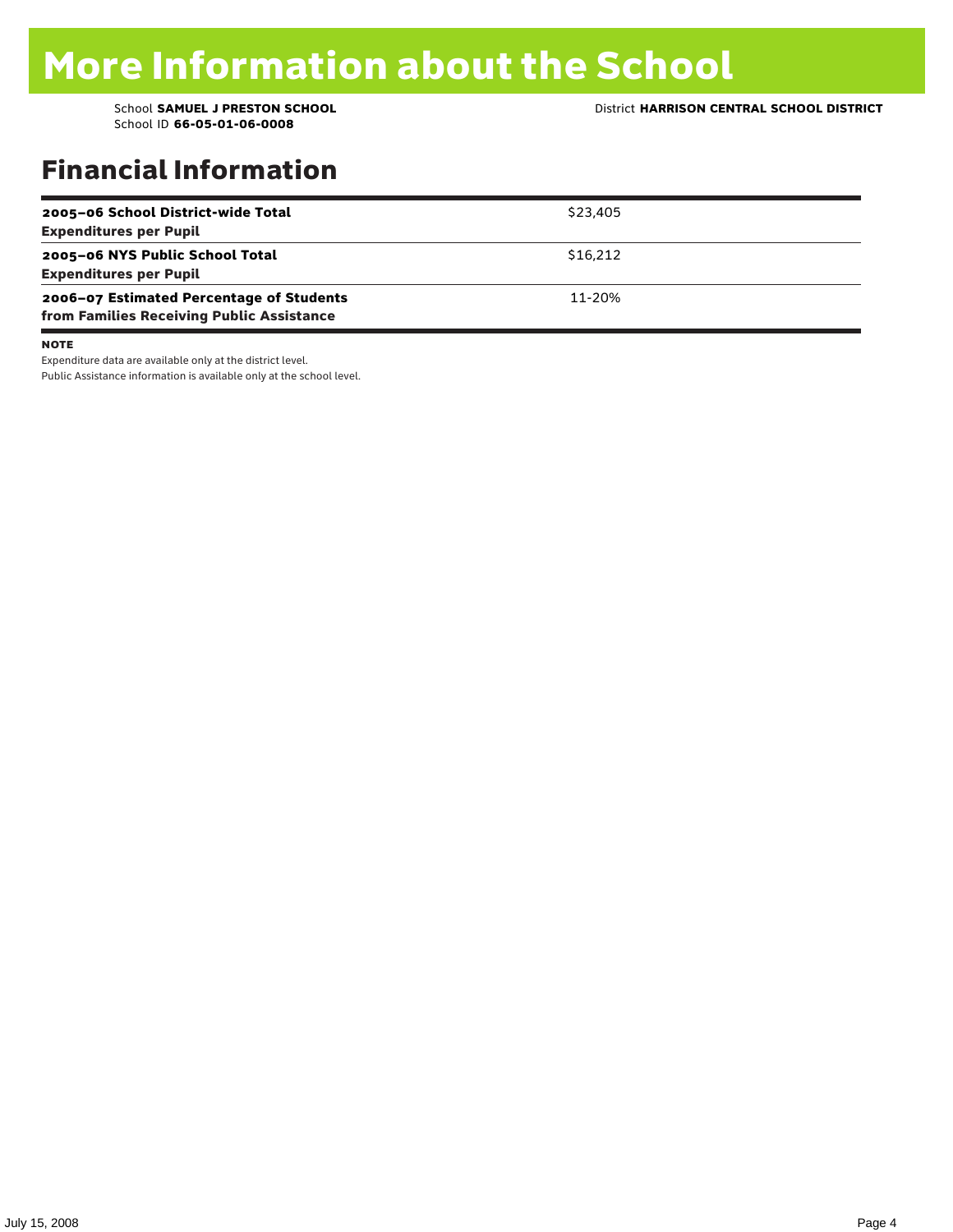# More Information about the School

School **SAMUEL J PRESTON SCHOOL**
School ID **66-05-01-06-0008**

District **HARRISON CENTRAL SCHOOL DISTRICT**

## Financial Information

| | |
|---|---|
| **2005–06 School District-wide Total Expenditures per Pupil** | $23,405 |
| **2005–06 NYS Public School Total Expenditures per Pupil** | $16,212 |
| **2006–07 Estimated Percentage of Students from Families Receiving Public Assistance** | 11-20% |

**NOTE**

Expenditure data are available only at the district level.

Public Assistance information is available only at the school level.